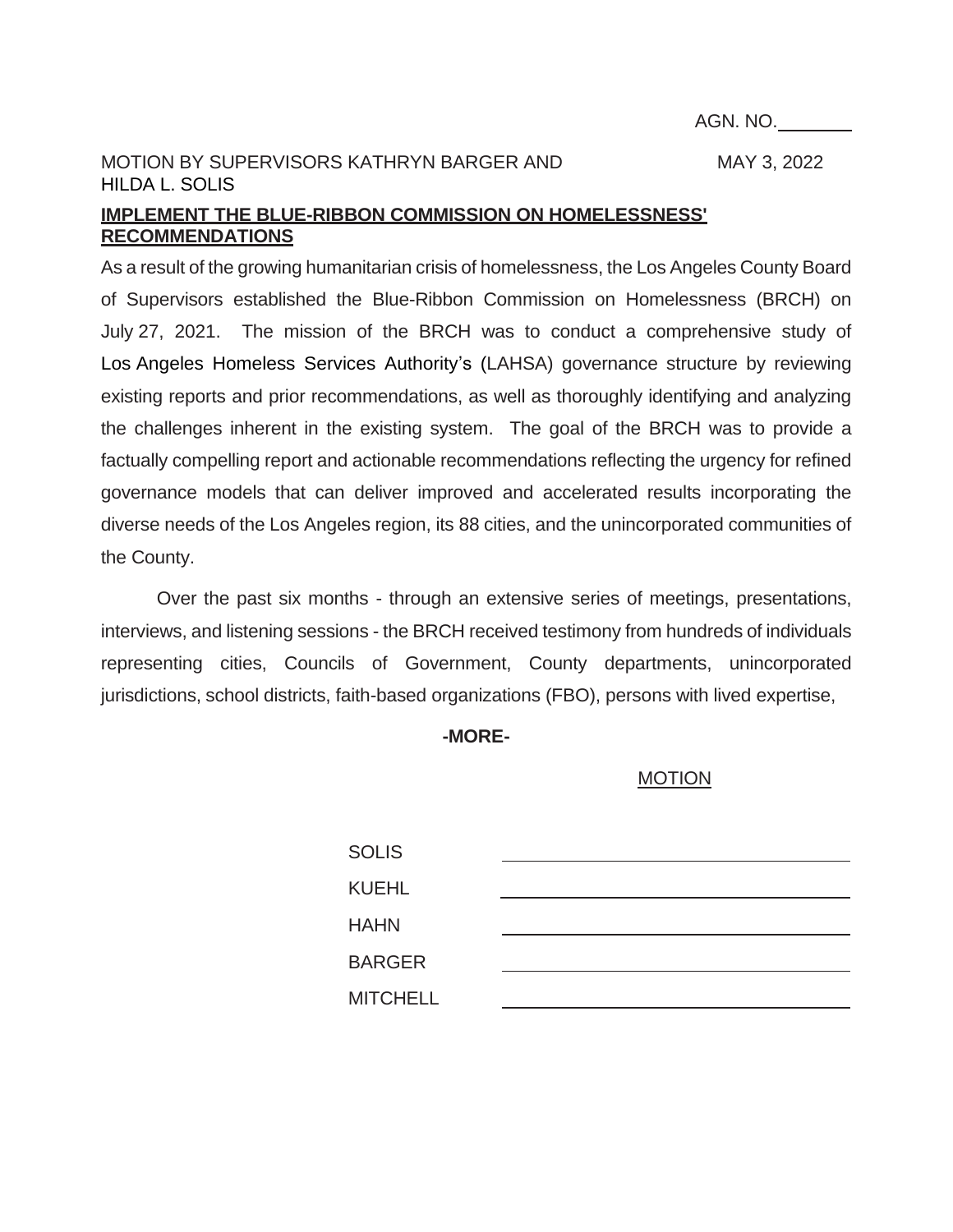AGN. NO.________

MOTION BY SUPERVISORS KATHRYN BARGER AND HILDA L. SOLIS

MAY 3, 2022

**IMPLEMENT THE BLUE-RIBBON COMMISSION ON HOMELESSNESS' RECOMMENDATIONS**

As a result of the growing humanitarian crisis of homelessness, the Los Angeles County Board of Supervisors established the Blue-Ribbon Commission on Homelessness (BRCH) on July 27, 2021. The mission of the BRCH was to conduct a comprehensive study of Los Angeles Homeless Services Authority's (LAHSA) governance structure by reviewing existing reports and prior recommendations, as well as thoroughly identifying and analyzing the challenges inherent in the existing system. The goal of the BRCH was to provide a factually compelling report and actionable recommendations reflecting the urgency for refined governance models that can deliver improved and accelerated results incorporating the diverse needs of the Los Angeles region, its 88 cities, and the unincorporated communities of the County.

Over the past six months - through an extensive series of meetings, presentations, interviews, and listening sessions - the BRCH received testimony from hundreds of individuals representing cities, Councils of Government, County departments, unincorporated jurisdictions, school districts, faith-based organizations (FBO), persons with lived expertise,

**-MORE-**

MOTION

| | |
|---|---|
| SOLIS | ______________________ |
| KUEHL | ______________________ |
| HAHN | ______________________ |
| BARGER | ______________________ |
| MITCHELL | ______________________ |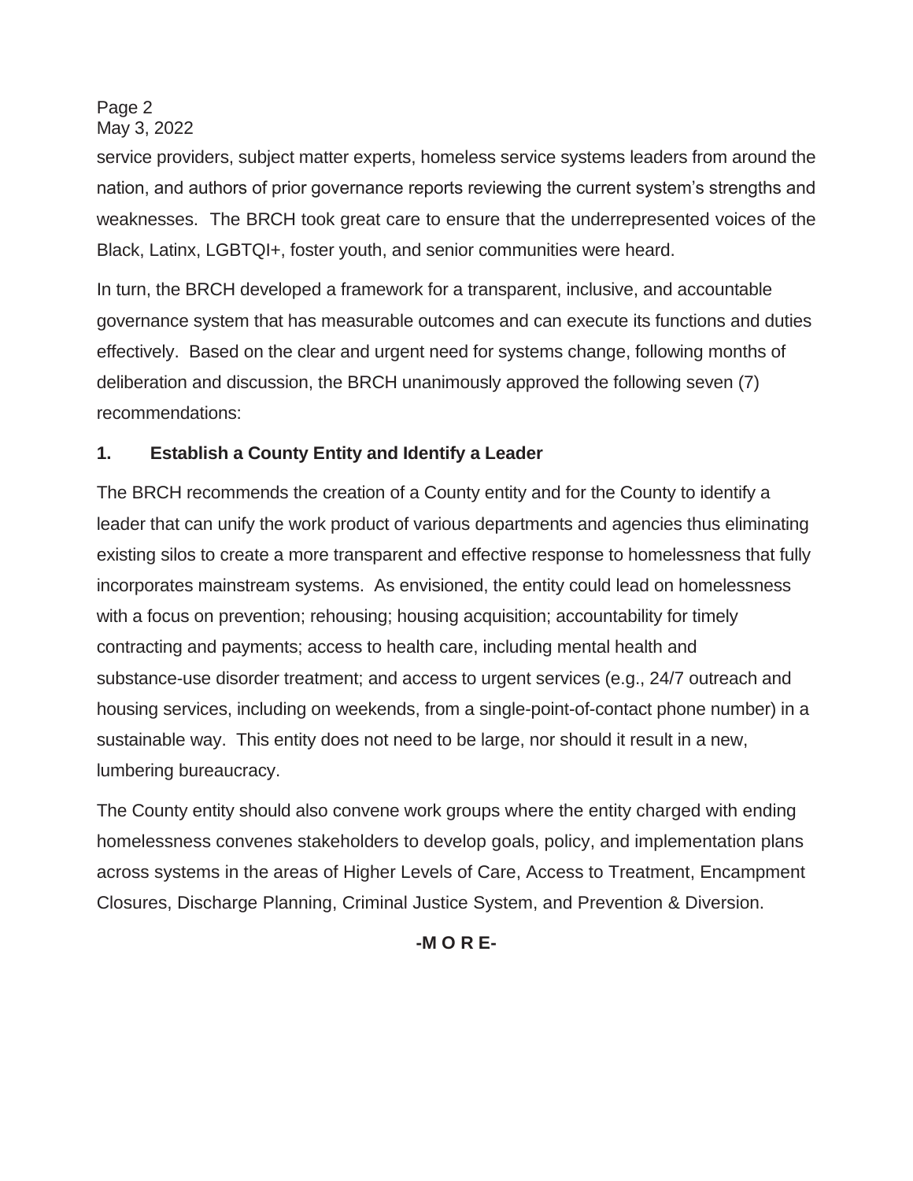service providers, subject matter experts, homeless service systems leaders from around the nation, and authors of prior governance reports reviewing the current system's strengths and weaknesses. The BRCH took great care to ensure that the underrepresented voices of the Black, Latinx, LGBTQI+, foster youth, and senior communities were heard.

In turn, the BRCH developed a framework for a transparent, inclusive, and accountable governance system that has measurable outcomes and can execute its functions and duties effectively. Based on the clear and urgent need for systems change, following months of deliberation and discussion, the BRCH unanimously approved the following seven (7) recommendations:

### 1. Establish a County Entity and Identify a Leader

The BRCH recommends the creation of a County entity and for the County to identify a leader that can unify the work product of various departments and agencies thus eliminating existing silos to create a more transparent and effective response to homelessness that fully incorporates mainstream systems. As envisioned, the entity could lead on homelessness with a focus on prevention; rehousing; housing acquisition; accountability for timely contracting and payments; access to health care, including mental health and substance-use disorder treatment; and access to urgent services (e.g., 24/7 outreach and housing services, including on weekends, from a single-point-of-contact phone number) in a sustainable way. This entity does not need to be large, nor should it result in a new, lumbering bureaucracy.

The County entity should also convene work groups where the entity charged with ending homelessness convenes stakeholders to develop goals, policy, and implementation plans across systems in the areas of Higher Levels of Care, Access to Treatment, Encampment Closures, Discharge Planning, Criminal Justice System, and Prevention & Diversion.

**-M O R E-**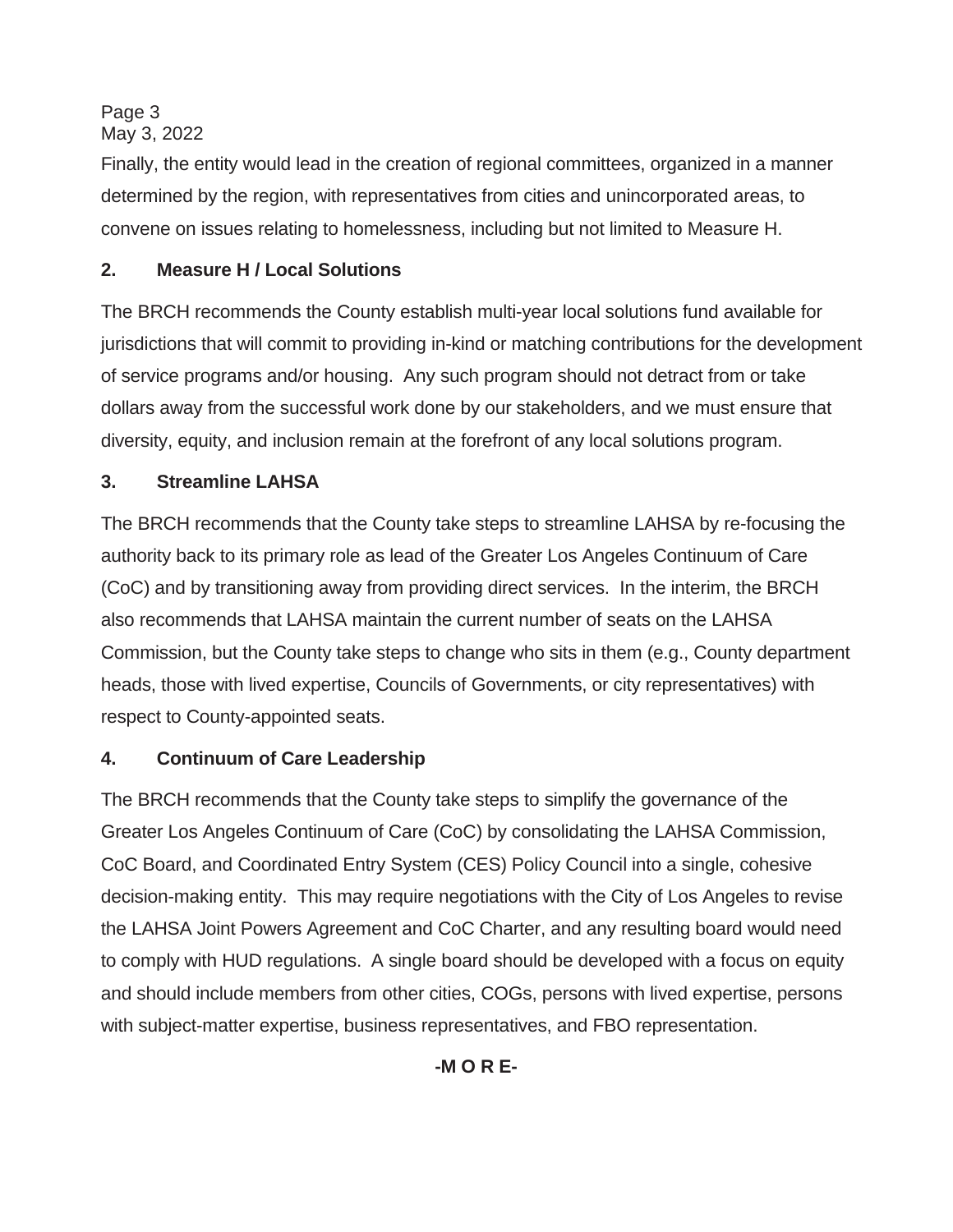Finally, the entity would lead in the creation of regional committees, organized in a manner determined by the region, with representatives from cities and unincorporated areas, to convene on issues relating to homelessness, including but not limited to Measure H.

**2. Measure H / Local Solutions**

The BRCH recommends the County establish multi-year local solutions fund available for jurisdictions that will commit to providing in-kind or matching contributions for the development of service programs and/or housing. Any such program should not detract from or take dollars away from the successful work done by our stakeholders, and we must ensure that diversity, equity, and inclusion remain at the forefront of any local solutions program.

**3. Streamline LAHSA**

The BRCH recommends that the County take steps to streamline LAHSA by re-focusing the authority back to its primary role as lead of the Greater Los Angeles Continuum of Care (CoC) and by transitioning away from providing direct services. In the interim, the BRCH also recommends that LAHSA maintain the current number of seats on the LAHSA Commission, but the County take steps to change who sits in them (e.g., County department heads, those with lived expertise, Councils of Governments, or city representatives) with respect to County-appointed seats.

**4. Continuum of Care Leadership**

The BRCH recommends that the County take steps to simplify the governance of the Greater Los Angeles Continuum of Care (CoC) by consolidating the LAHSA Commission, CoC Board, and Coordinated Entry System (CES) Policy Council into a single, cohesive decision-making entity. This may require negotiations with the City of Los Angeles to revise the LAHSA Joint Powers Agreement and CoC Charter, and any resulting board would need to comply with HUD regulations. A single board should be developed with a focus on equity and should include members from other cities, COGs, persons with lived expertise, persons with subject-matter expertise, business representatives, and FBO representation.

**-M O R E-**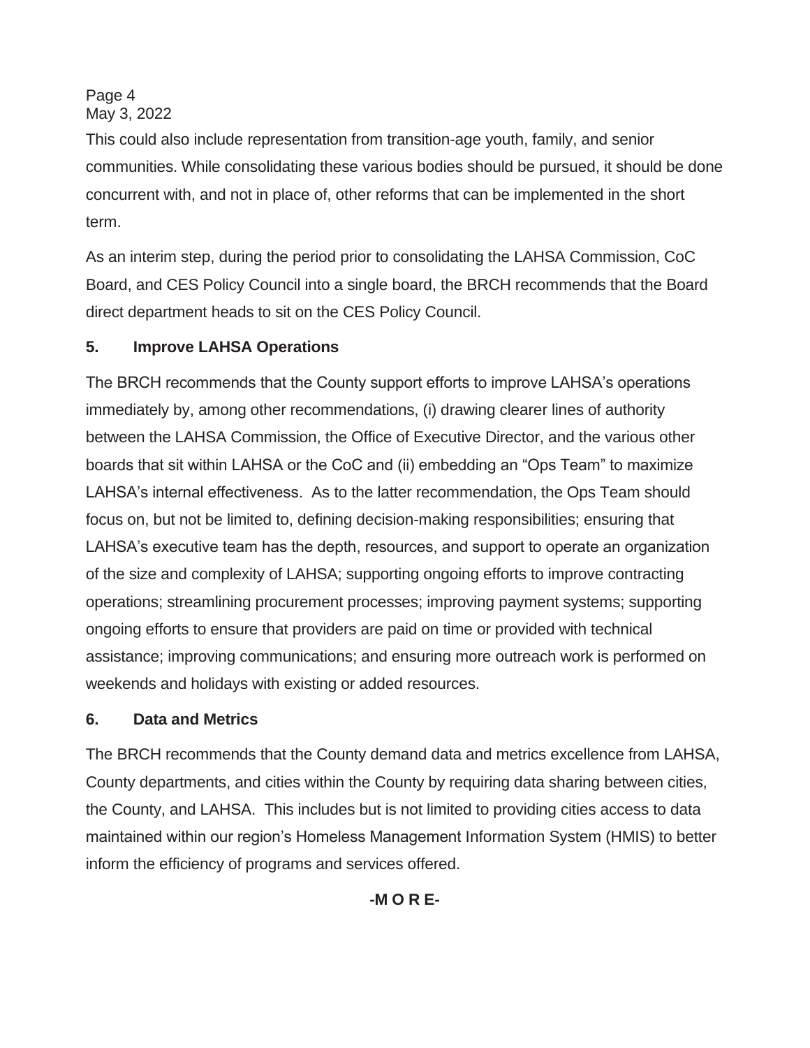This could also include representation from transition-age youth, family, and senior communities. While consolidating these various bodies should be pursued, it should be done concurrent with, and not in place of, other reforms that can be implemented in the short term.

As an interim step, during the period prior to consolidating the LAHSA Commission, CoC Board, and CES Policy Council into a single board, the BRCH recommends that the Board direct department heads to sit on the CES Policy Council.

### 5. Improve LAHSA Operations

The BRCH recommends that the County support efforts to improve LAHSA's operations immediately by, among other recommendations, (i) drawing clearer lines of authority between the LAHSA Commission, the Office of Executive Director, and the various other boards that sit within LAHSA or the CoC and (ii) embedding an "Ops Team" to maximize LAHSA's internal effectiveness. As to the latter recommendation, the Ops Team should focus on, but not be limited to, defining decision-making responsibilities; ensuring that LAHSA's executive team has the depth, resources, and support to operate an organization of the size and complexity of LAHSA; supporting ongoing efforts to improve contracting operations; streamlining procurement processes; improving payment systems; supporting ongoing efforts to ensure that providers are paid on time or provided with technical assistance; improving communications; and ensuring more outreach work is performed on weekends and holidays with existing or added resources.

### 6. Data and Metrics

The BRCH recommends that the County demand data and metrics excellence from LAHSA, County departments, and cities within the County by requiring data sharing between cities, the County, and LAHSA. This includes but is not limited to providing cities access to data maintained within our region's Homeless Management Information System (HMIS) to better inform the efficiency of programs and services offered.

**-M O R E-**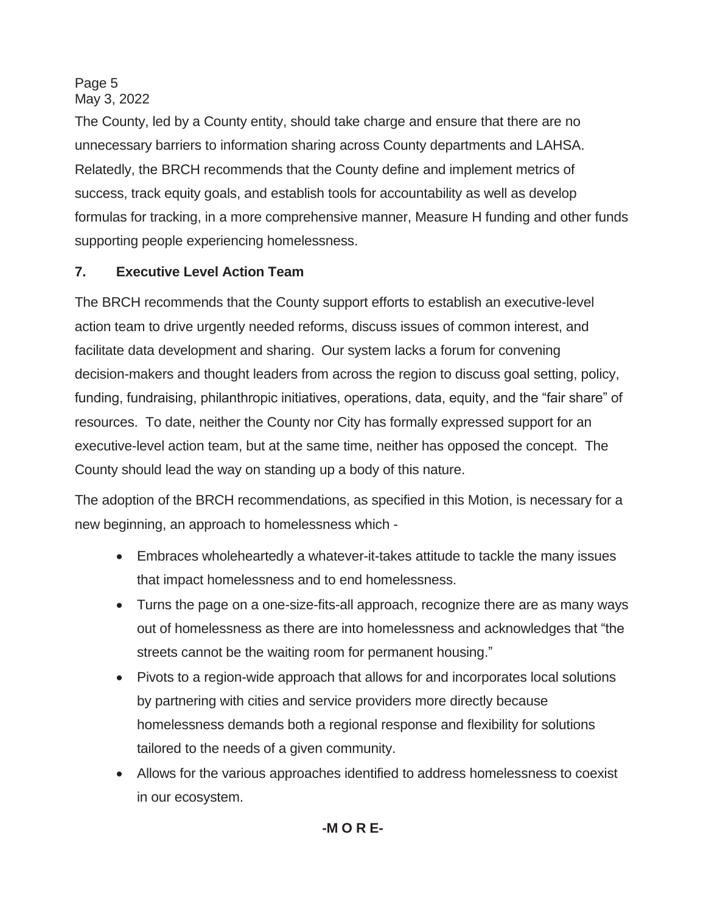The County, led by a County entity, should take charge and ensure that there are no unnecessary barriers to information sharing across County departments and LAHSA. Relatedly, the BRCH recommends that the County define and implement metrics of success, track equity goals, and establish tools for accountability as well as develop formulas for tracking, in a more comprehensive manner, Measure H funding and other funds supporting people experiencing homelessness.

**7. Executive Level Action Team**

The BRCH recommends that the County support efforts to establish an executive-level action team to drive urgently needed reforms, discuss issues of common interest, and facilitate data development and sharing. Our system lacks a forum for convening decision-makers and thought leaders from across the region to discuss goal setting, policy, funding, fundraising, philanthropic initiatives, operations, data, equity, and the "fair share" of resources. To date, neither the County nor City has formally expressed support for an executive-level action team, but at the same time, neither has opposed the concept. The County should lead the way on standing up a body of this nature.

The adoption of the BRCH recommendations, as specified in this Motion, is necessary for a new beginning, an approach to homelessness which -

- Embraces wholeheartedly a whatever-it-takes attitude to tackle the many issues that impact homelessness and to end homelessness.
- Turns the page on a one-size-fits-all approach, recognize there are as many ways out of homelessness as there are into homelessness and acknowledges that "the streets cannot be the waiting room for permanent housing."
- Pivots to a region-wide approach that allows for and incorporates local solutions by partnering with cities and service providers more directly because homelessness demands both a regional response and flexibility for solutions tailored to the needs of a given community.
- Allows for the various approaches identified to address homelessness to coexist in our ecosystem.

**-M O R E-**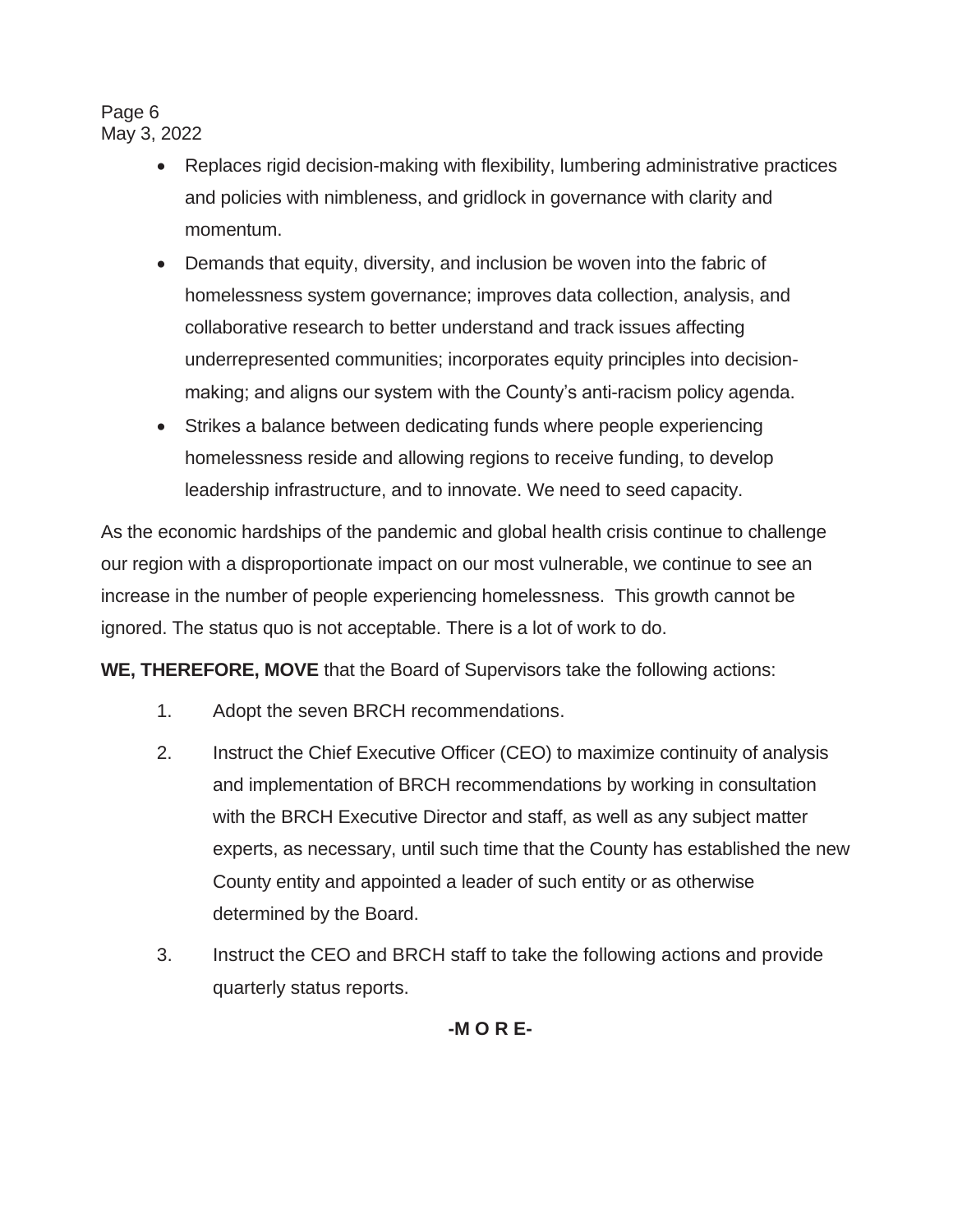- Replaces rigid decision-making with flexibility, lumbering administrative practices and policies with nimbleness, and gridlock in governance with clarity and momentum.
- Demands that equity, diversity, and inclusion be woven into the fabric of homelessness system governance; improves data collection, analysis, and collaborative research to better understand and track issues affecting underrepresented communities; incorporates equity principles into decision-making; and aligns our system with the County's anti-racism policy agenda.
- Strikes a balance between dedicating funds where people experiencing homelessness reside and allowing regions to receive funding, to develop leadership infrastructure, and to innovate. We need to seed capacity.

As the economic hardships of the pandemic and global health crisis continue to challenge our region with a disproportionate impact on our most vulnerable, we continue to see an increase in the number of people experiencing homelessness. This growth cannot be ignored. The status quo is not acceptable. There is a lot of work to do.

**WE, THEREFORE, MOVE** that the Board of Supervisors take the following actions:

1. Adopt the seven BRCH recommendations.
2. Instruct the Chief Executive Officer (CEO) to maximize continuity of analysis and implementation of BRCH recommendations by working in consultation with the BRCH Executive Director and staff, as well as any subject matter experts, as necessary, until such time that the County has established the new County entity and appointed a leader of such entity or as otherwise determined by the Board.
3. Instruct the CEO and BRCH staff to take the following actions and provide quarterly status reports.

**-M O R E-**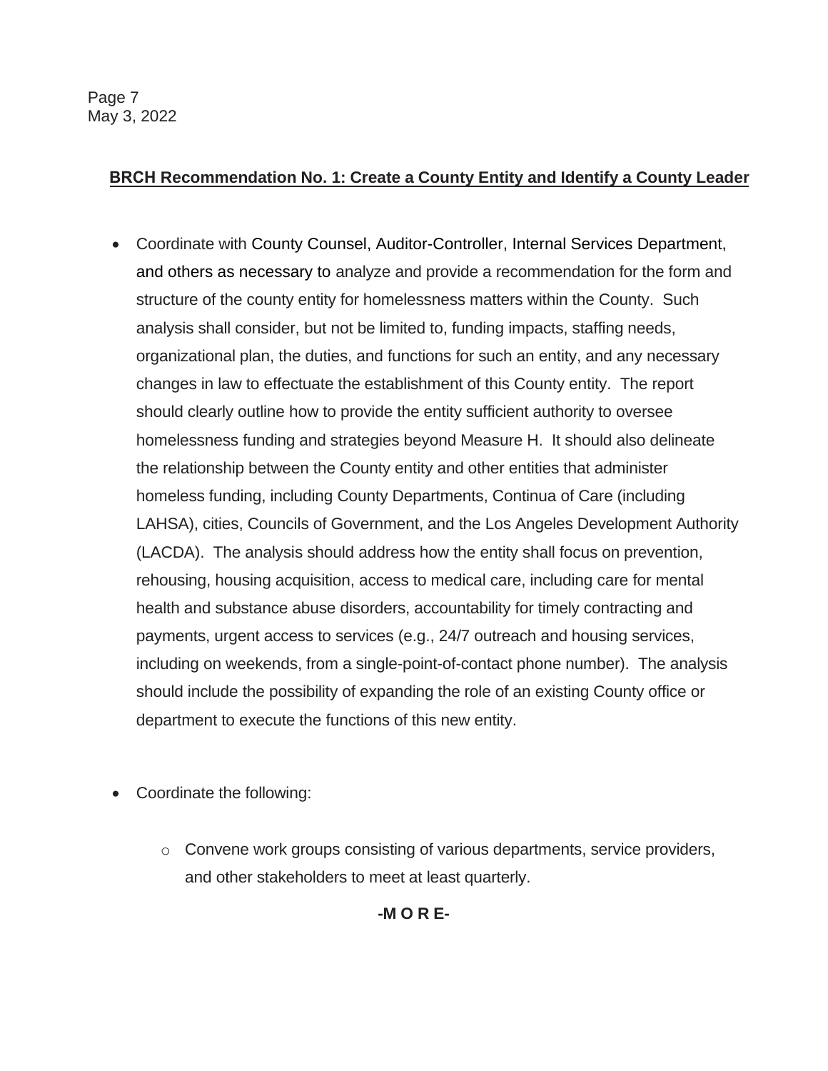**BRCH Recommendation No. 1: Create a County Entity and Identify a County Leader**

- Coordinate with County Counsel, Auditor-Controller, Internal Services Department, and others as necessary to analyze and provide a recommendation for the form and structure of the county entity for homelessness matters within the County. Such analysis shall consider, but not be limited to, funding impacts, staffing needs, organizational plan, the duties, and functions for such an entity, and any necessary changes in law to effectuate the establishment of this County entity. The report should clearly outline how to provide the entity sufficient authority to oversee homelessness funding and strategies beyond Measure H. It should also delineate the relationship between the County entity and other entities that administer homeless funding, including County Departments, Continua of Care (including LAHSA), cities, Councils of Government, and the Los Angeles Development Authority (LACDA). The analysis should address how the entity shall focus on prevention, rehousing, housing acquisition, access to medical care, including care for mental health and substance abuse disorders, accountability for timely contracting and payments, urgent access to services (e.g., 24/7 outreach and housing services, including on weekends, from a single-point-of-contact phone number). The analysis should include the possibility of expanding the role of an existing County office or department to execute the functions of this new entity.

- Coordinate the following:

  - Convene work groups consisting of various departments, service providers, and other stakeholders to meet at least quarterly.

**-M O R E-**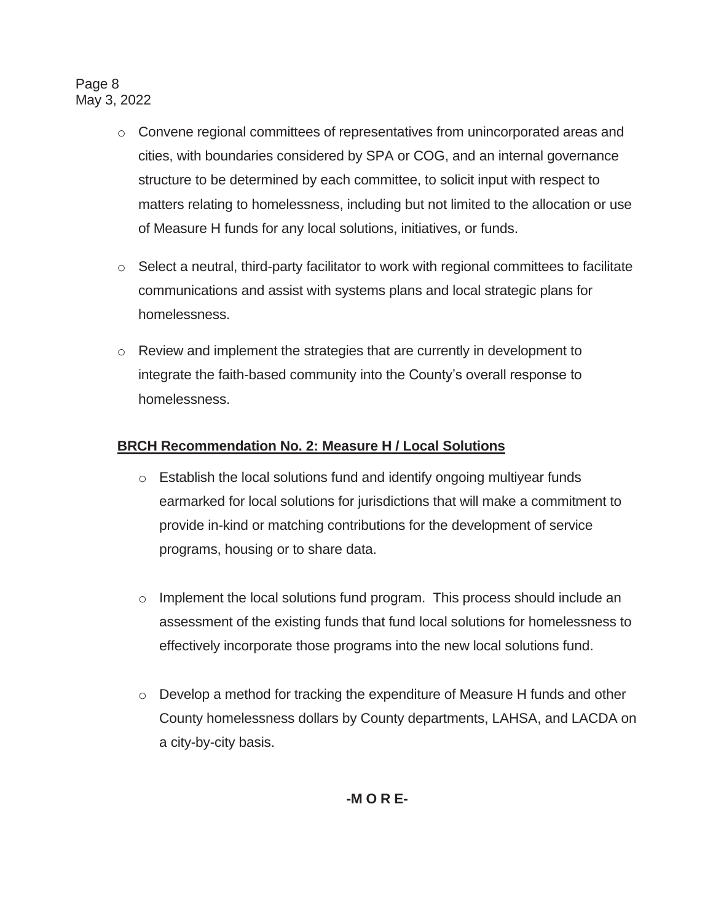- Convene regional committees of representatives from unincorporated areas and cities, with boundaries considered by SPA or COG, and an internal governance structure to be determined by each committee, to solicit input with respect to matters relating to homelessness, including but not limited to the allocation or use of Measure H funds for any local solutions, initiatives, or funds.

- Select a neutral, third-party facilitator to work with regional committees to facilitate communications and assist with systems plans and local strategic plans for homelessness.

- Review and implement the strategies that are currently in development to integrate the faith-based community into the County's overall response to homelessness.

**BRCH Recommendation No. 2: Measure H / Local Solutions**

- Establish the local solutions fund and identify ongoing multiyear funds earmarked for local solutions for jurisdictions that will make a commitment to provide in-kind or matching contributions for the development of service programs, housing or to share data.

- Implement the local solutions fund program. This process should include an assessment of the existing funds that fund local solutions for homelessness to effectively incorporate those programs into the new local solutions fund.

- Develop a method for tracking the expenditure of Measure H funds and other County homelessness dollars by County departments, LAHSA, and LACDA on a city-by-city basis.

**-M O R E-**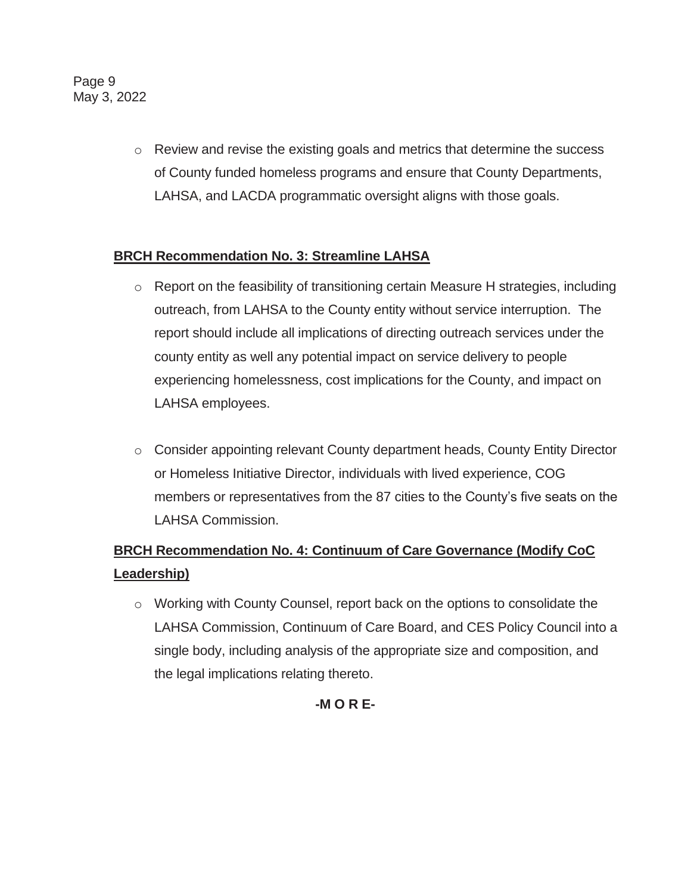- Review and revise the existing goals and metrics that determine the success of County funded homeless programs and ensure that County Departments, LAHSA, and LACDA programmatic oversight aligns with those goals.

**BRCH Recommendation No. 3: Streamline LAHSA**

- Report on the feasibility of transitioning certain Measure H strategies, including outreach, from LAHSA to the County entity without service interruption. The report should include all implications of directing outreach services under the county entity as well any potential impact on service delivery to people experiencing homelessness, cost implications for the County, and impact on LAHSA employees.

- Consider appointing relevant County department heads, County Entity Director or Homeless Initiative Director, individuals with lived experience, COG members or representatives from the 87 cities to the County's five seats on the LAHSA Commission.

**BRCH Recommendation No. 4: Continuum of Care Governance (Modify CoC Leadership)**

- Working with County Counsel, report back on the options to consolidate the LAHSA Commission, Continuum of Care Board, and CES Policy Council into a single body, including analysis of the appropriate size and composition, and the legal implications relating thereto.

**-M O R E-**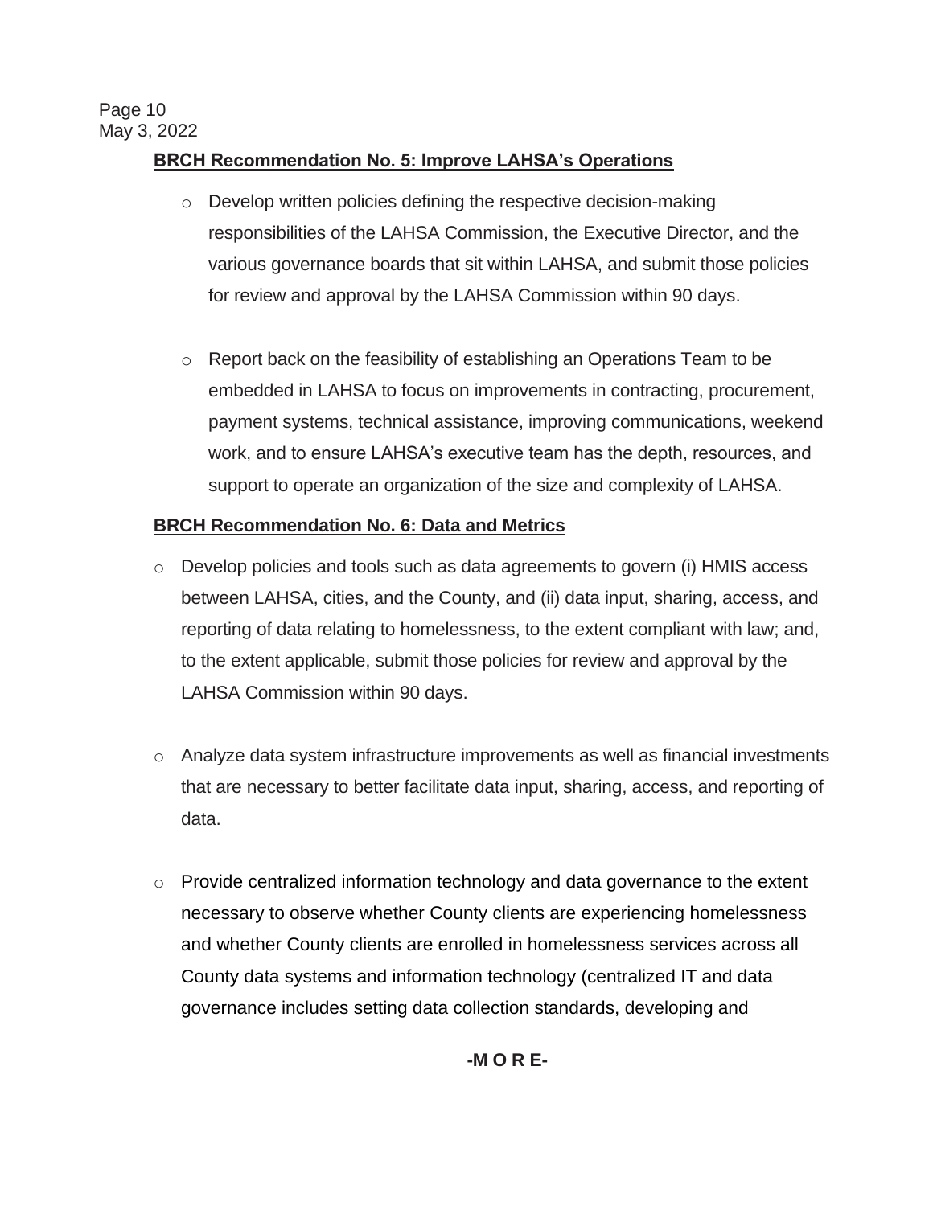**BRCH Recommendation No. 5: Improve LAHSA's Operations**

- Develop written policies defining the respective decision-making responsibilities of the LAHSA Commission, the Executive Director, and the various governance boards that sit within LAHSA, and submit those policies for review and approval by the LAHSA Commission within 90 days.

- Report back on the feasibility of establishing an Operations Team to be embedded in LAHSA to focus on improvements in contracting, procurement, payment systems, technical assistance, improving communications, weekend work, and to ensure LAHSA's executive team has the depth, resources, and support to operate an organization of the size and complexity of LAHSA.

**BRCH Recommendation No. 6: Data and Metrics**

- Develop policies and tools such as data agreements to govern (i) HMIS access between LAHSA, cities, and the County, and (ii) data input, sharing, access, and reporting of data relating to homelessness, to the extent compliant with law; and, to the extent applicable, submit those policies for review and approval by the LAHSA Commission within 90 days.

- Analyze data system infrastructure improvements as well as financial investments that are necessary to better facilitate data input, sharing, access, and reporting of data.

- Provide centralized information technology and data governance to the extent necessary to observe whether County clients are experiencing homelessness and whether County clients are enrolled in homelessness services across all County data systems and information technology (centralized IT and data governance includes setting data collection standards, developing and

**-M O R E-**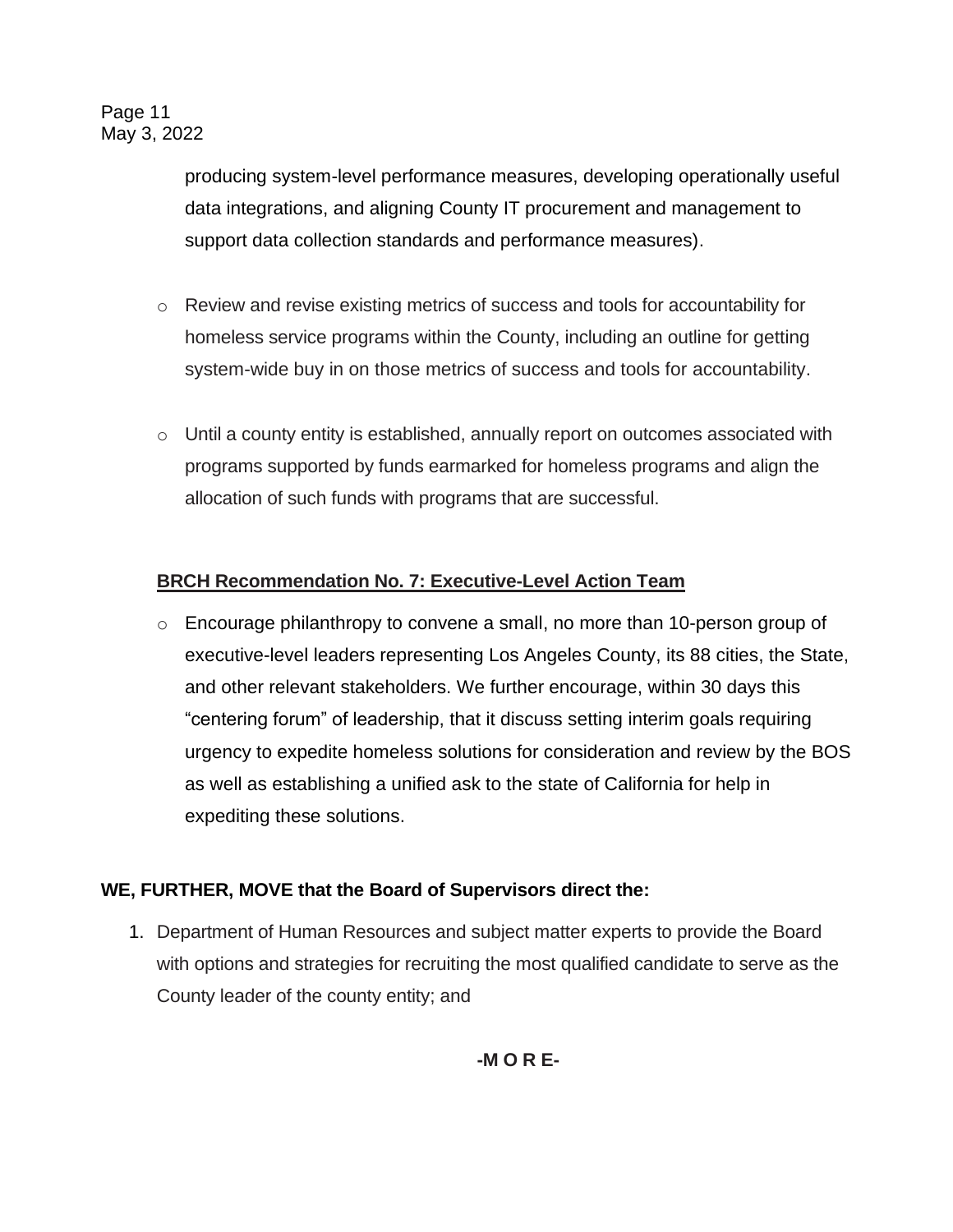producing system-level performance measures, developing operationally useful data integrations, and aligning County IT procurement and management to support data collection standards and performance measures).

- Review and revise existing metrics of success and tools for accountability for homeless service programs within the County, including an outline for getting system-wide buy in on those metrics of success and tools for accountability.

- Until a county entity is established, annually report on outcomes associated with programs supported by funds earmarked for homeless programs and align the allocation of such funds with programs that are successful.

**BRCH Recommendation No. 7: Executive-Level Action Team**

- Encourage philanthropy to convene a small, no more than 10-person group of executive-level leaders representing Los Angeles County, its 88 cities, the State, and other relevant stakeholders. We further encourage, within 30 days this "centering forum" of leadership, that it discuss setting interim goals requiring urgency to expedite homeless solutions for consideration and review by the BOS as well as establishing a unified ask to the state of California for help in expediting these solutions.

**WE, FURTHER, MOVE that the Board of Supervisors direct the:**

1. Department of Human Resources and subject matter experts to provide the Board with options and strategies for recruiting the most qualified candidate to serve as the County leader of the county entity; and

**-M O R E-**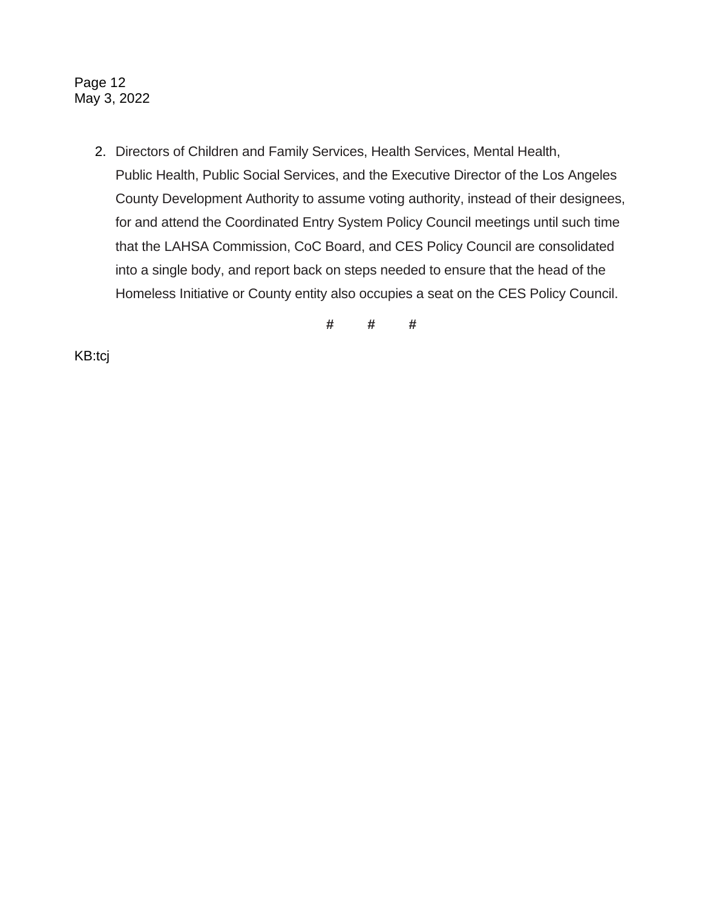2. Directors of Children and Family Services, Health Services, Mental Health, Public Health, Public Social Services, and the Executive Director of the Los Angeles County Development Authority to assume voting authority, instead of their designees, for and attend the Coordinated Entry System Policy Council meetings until such time that the LAHSA Commission, CoC Board, and CES Policy Council are consolidated into a single body, and report back on steps needed to ensure that the head of the Homeless Initiative or County entity also occupies a seat on the CES Policy Council.

# # #

KB:tcj